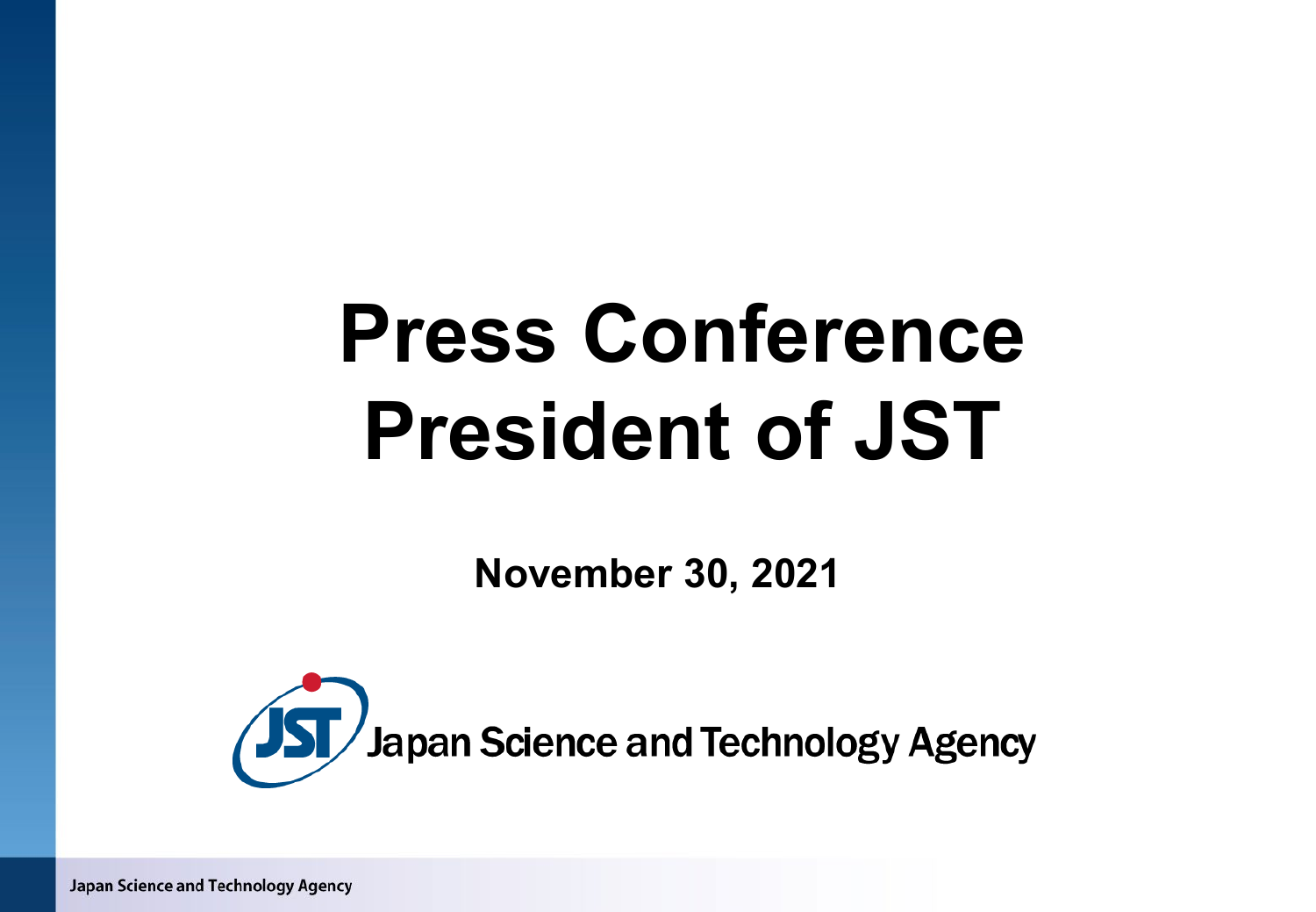# Press Conference President of JST

**November 30, 2021**

Japan Science and Technology Agency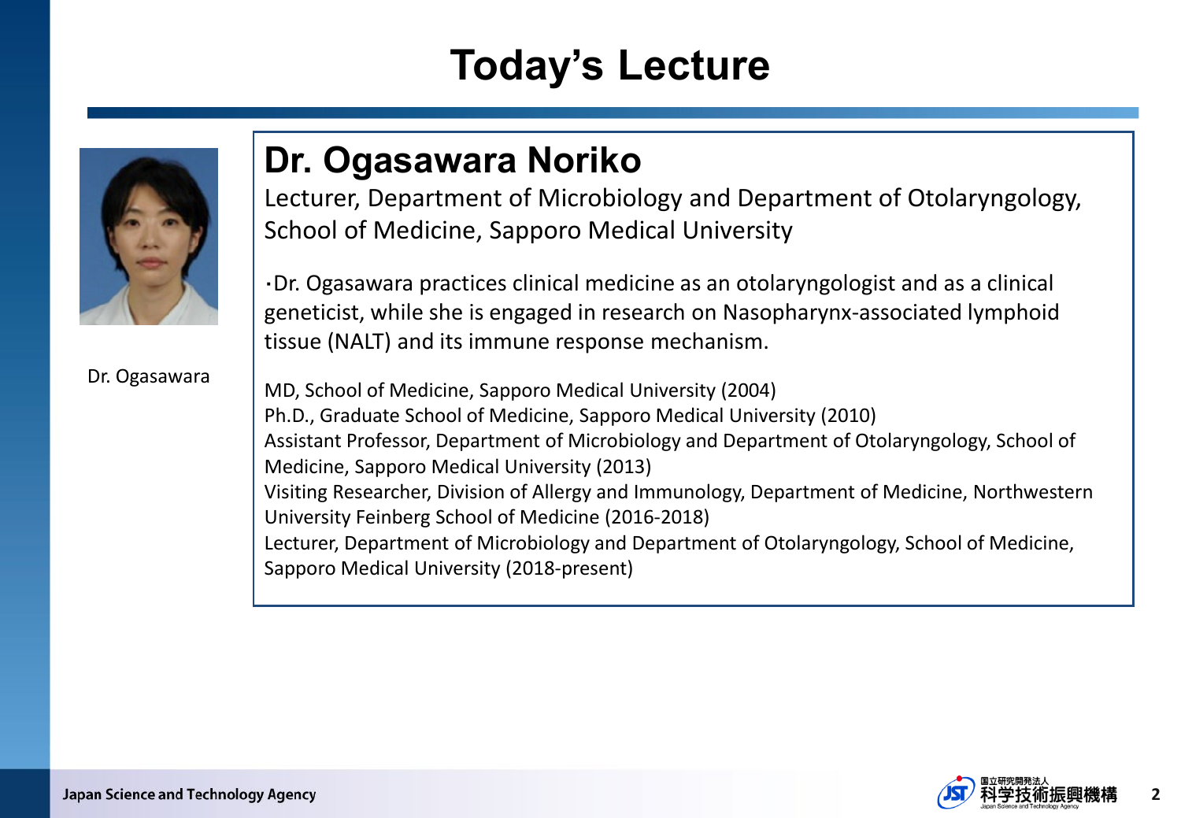# Today's Lecture

Dr. Ogasawara

## Dr. Ogasawara Noriko

Lecturer, Department of Microbiology and Department of Otolaryngology, School of Medicine, Sapporo Medical University

・Dr. Ogasawara practices clinical medicine as an otolaryngologist and as a clinical geneticist, while she is engaged in research on Nasopharynx-associated lymphoid tissue (NALT) and its immune response mechanism.

MD, School of Medicine, Sapporo Medical University (2004)
Ph.D., Graduate School of Medicine, Sapporo Medical University (2010)
Assistant Professor, Department of Microbiology and Department of Otolaryngology, School of Medicine, Sapporo Medical University (2013)
Visiting Researcher, Division of Allergy and Immunology, Department of Medicine, Northwestern University Feinberg School of Medicine (2016-2018)
Lecturer, Department of Microbiology and Department of Otolaryngology, School of Medicine, Sapporo Medical University (2018-present)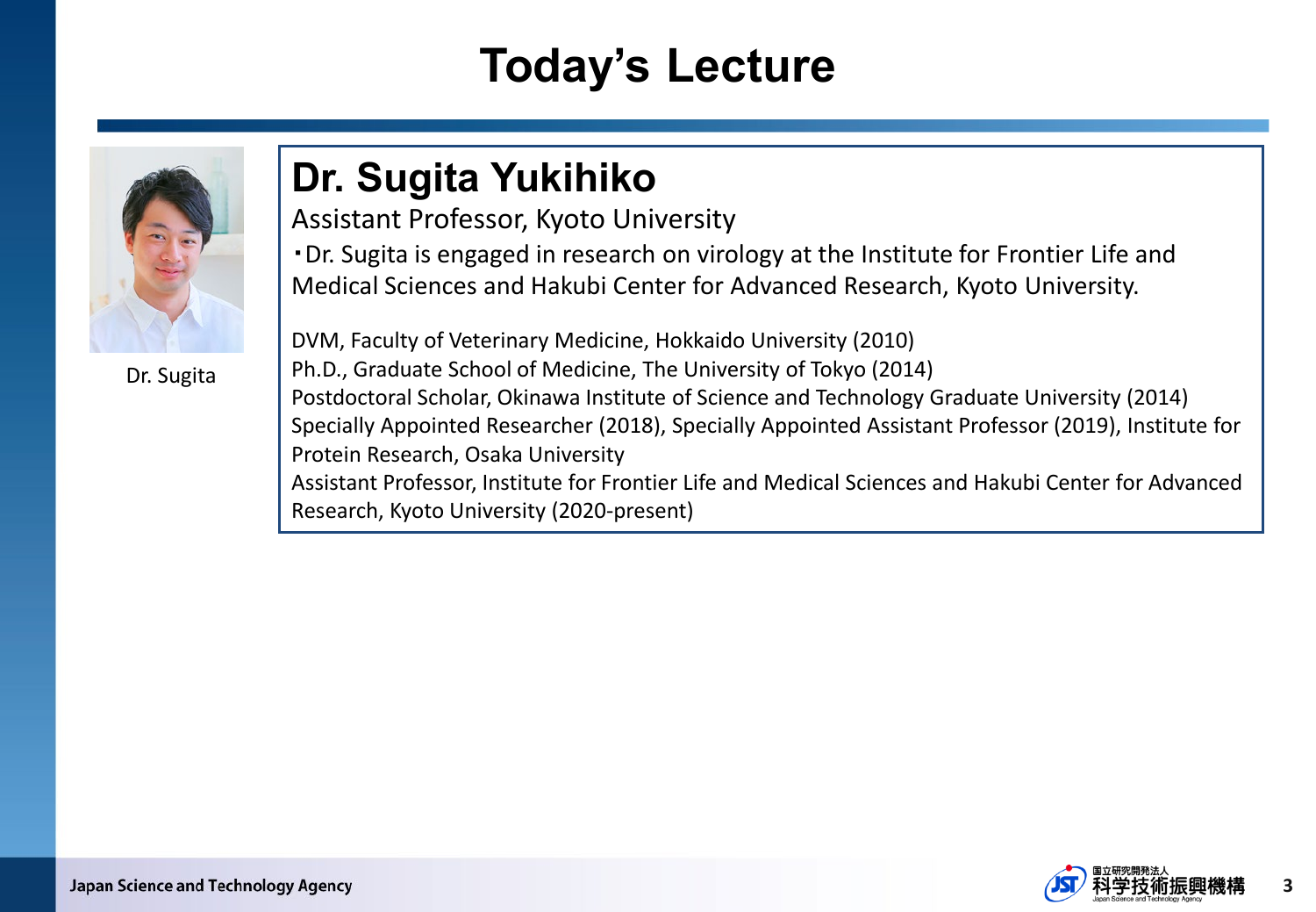# Today's Lecture

Dr. Sugita

## Dr. Sugita Yukihiko

Assistant Professor, Kyoto University

・Dr. Sugita is engaged in research on virology at the Institute for Frontier Life and Medical Sciences and Hakubi Center for Advanced Research, Kyoto University.

DVM, Faculty of Veterinary Medicine, Hokkaido University (2010)
Ph.D., Graduate School of Medicine, The University of Tokyo (2014)
Postdoctoral Scholar, Okinawa Institute of Science and Technology Graduate University (2014)
Specially Appointed Researcher (2018), Specially Appointed Assistant Professor (2019), Institute for Protein Research, Osaka University
Assistant Professor, Institute for Frontier Life and Medical Sciences and Hakubi Center for Advanced Research, Kyoto University (2020-present)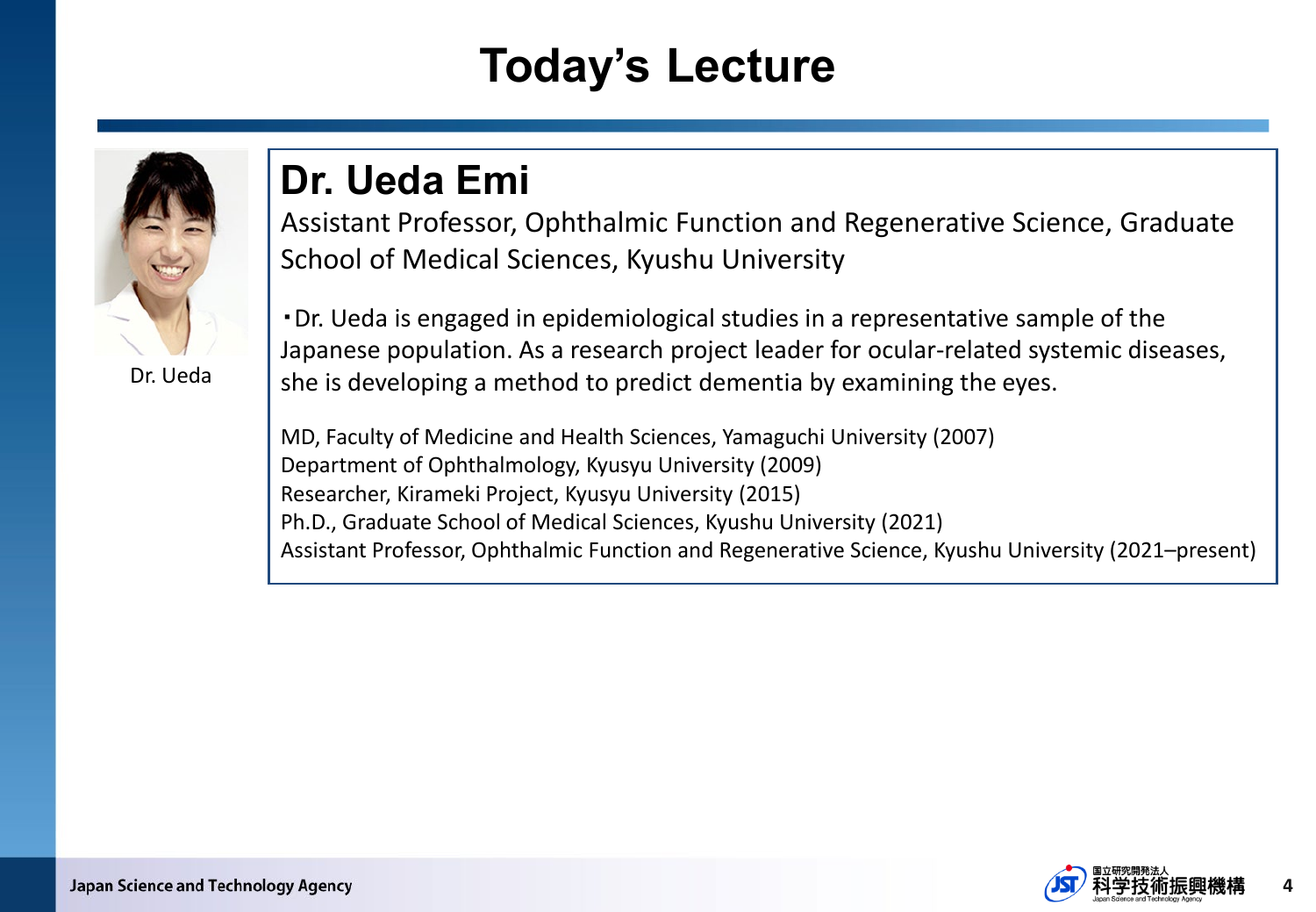# Today's Lecture

Dr. Ueda

## Dr. Ueda Emi

Assistant Professor, Ophthalmic Function and Regenerative Science, Graduate School of Medical Sciences, Kyushu University

・Dr. Ueda is engaged in epidemiological studies in a representative sample of the Japanese population. As a research project leader for ocular-related systemic diseases, she is developing a method to predict dementia by examining the eyes.

MD, Faculty of Medicine and Health Sciences, Yamaguchi University (2007)
Department of Ophthalmology, Kyusyu University (2009)
Researcher, Kirameki Project, Kyusyu University (2015)
Ph.D., Graduate School of Medical Sciences, Kyushu University (2021)
Assistant Professor, Ophthalmic Function and Regenerative Science, Kyushu University (2021–present)